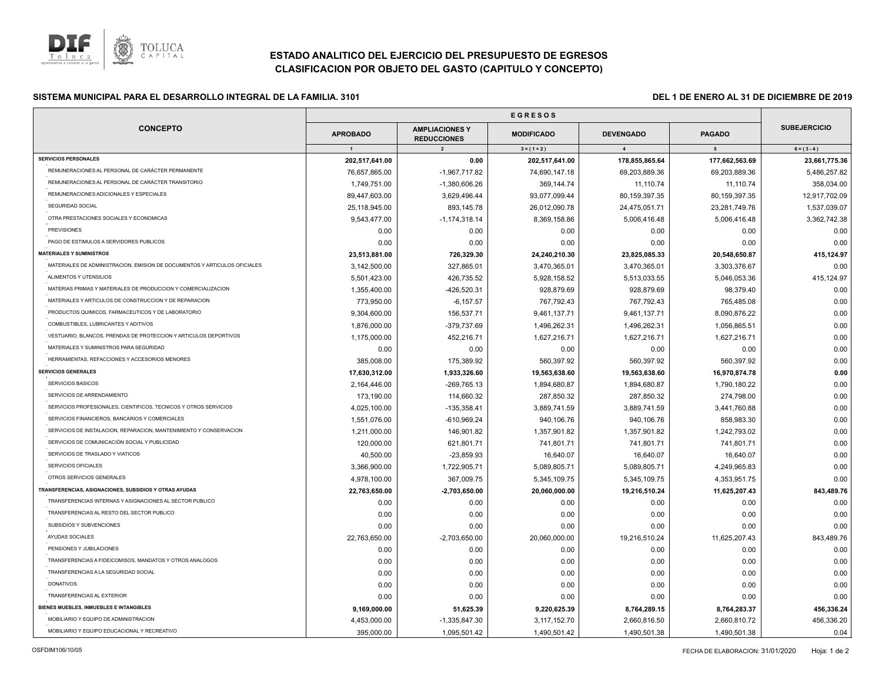# ESTADO ANALITICO DEL EJERCICIO DEL PRESUPUESTO DE EGRESOS

## CLASIFICACION POR OBJETO DEL GASTO (CAPITULO Y CONCEPTO)

**SISTEMA MUNICIPAL PARA EL DESARROLLO INTEGRAL DE LA FAMILIA. 3101**

**DEL 1 DE ENERO AL 31 DE DICIEMBRE DE 2019**

| CONCEPTO | EGRESOS | | | | | SUBEJERCICIO |
|---|---|---|---|---|---|---|
| | APROBADO | AMPLIACIONES Y REDUCCIONES | MODIFICADO | DEVENGADO | PAGADO | |
| | 1 | 2 | 3 = ( 1 + 2 ) | 4 | 5 | 6 = ( 3 - 4 ) |
| **SERVICIOS PERSONALES** | **202,517,641.00** | **0.00** | **202,517,641.00** | **178,855,865.64** | **177,662,563.69** | **23,661,775.36** |
| REMUNERACIONES AL PERSONAL DE CARÁCTER PERMANENTE | 76,657,865.00 | -1,967,717.82 | 74,690,147.18 | 69,203,889.36 | 69,203,889.36 | 5,486,257.82 |
| REMUNERACIONES AL PERSONAL DE CARÁCTER TRANSITORIO | 1,749,751.00 | -1,380,606.26 | 369,144.74 | 11,110.74 | 11,110.74 | 358,034.00 |
| REMUNERACIONES ADICIONALES Y ESPECIALES | 89,447,603.00 | 3,629,496.44 | 93,077,099.44 | 80,159,397.35 | 80,159,397.35 | 12,917,702.09 |
| SEGURIDAD SOCIAL | 25,118,945.00 | 893,145.78 | 26,012,090.78 | 24,475,051.71 | 23,281,749.76 | 1,537,039.07 |
| OTRA PRESTACIONES SOCIALES Y ECONOMICAS | 9,543,477.00 | -1,174,318.14 | 8,369,158.86 | 5,006,416.48 | 5,006,416.48 | 3,362,742.38 |
| PREVISIONES | 0.00 | 0.00 | 0.00 | 0.00 | 0.00 | 0.00 |
| PAGO DE ESTIMULOS A SERVIDORES PUBLICOS | 0.00 | 0.00 | 0.00 | 0.00 | 0.00 | 0.00 |
| **MATERIALES Y SUMINISTROS** | **23,513,881.00** | **726,329.30** | **24,240,210.30** | **23,825,085.33** | **20,548,650.87** | **415,124.97** |
| MATERIALES DE ADMINISTRACION, EMISION DE DOCUMENTOS Y ARTICULOS OFICIALES | 3,142,500.00 | 327,865.01 | 3,470,365.01 | 3,470,365.01 | 3,303,376.67 | 0.00 |
| ALIMENTOS Y UTENSILIOS | 5,501,423.00 | 426,735.52 | 5,928,158.52 | 5,513,033.55 | 5,046,053.36 | 415,124.97 |
| MATERIAS PRIMAS Y MATERIALES DE PRODUCCION Y COMERCIALIZACION | 1,355,400.00 | -426,520.31 | 928,879.69 | 928,879.69 | 98,379.40 | 0.00 |
| MATERIALES Y ARTICULOS DE CONSTRUCCION Y DE REPARACION | 773,950.00 | -6,157.57 | 767,792.43 | 767,792.43 | 765,485.08 | 0.00 |
| PRODUCTOS QUIMICOS, FARMACEUTICOS Y DE LABORATORIO | 9,304,600.00 | 156,537.71 | 9,461,137.71 | 9,461,137.71 | 8,090,876.22 | 0.00 |
| COMBUSTIBLES, LUBRICANTES Y ADITIVOS | 1,876,000.00 | -379,737.69 | 1,496,262.31 | 1,496,262.31 | 1,056,865.51 | 0.00 |
| VESTUARIO, BLANCOS, PRENDAS DE PROTECCION Y ARTICULOS DEPORTIVOS | 1,175,000.00 | 452,216.71 | 1,627,216.71 | 1,627,216.71 | 1,627,216.71 | 0.00 |
| MATERIALES Y SUMINISTROS PARA SEGURIDAD | 0.00 | 0.00 | 0.00 | 0.00 | 0.00 | 0.00 |
| HERRAMIENTAS, REFACCIONES Y ACCESORIOS MENORES | 385,008.00 | 175,389.92 | 560,397.92 | 560,397.92 | 560,397.92 | 0.00 |
| **SERVICIOS GENERALES** | **17,630,312.00** | **1,933,326.60** | **19,563,638.60** | **19,563,638.60** | **16,970,874.78** | **0.00** |
| SERVICIOS BASICOS | 2,164,446.00 | -269,765.13 | 1,894,680.87 | 1,894,680.87 | 1,790,180.22 | 0.00 |
| SERVICIOS DE ARRENDAMIENTO | 173,190.00 | 114,660.32 | 287,850.32 | 287,850.32 | 274,798.00 | 0.00 |
| SERVICIOS PROFESIONALES, CIENTIFICOS, TECNICOS Y OTROS SERVICIOS | 4,025,100.00 | -135,358.41 | 3,889,741.59 | 3,889,741.59 | 3,441,760.88 | 0.00 |
| SERVICIOS FINANCIEROS, BANCARIOS Y COMERCIALES | 1,551,076.00 | -610,969.24 | 940,106.76 | 940,106.76 | 858,983.30 | 0.00 |
| SERVICIOS DE INSTALACION, REPARACION, MANTENIMIENTO Y CONSERVACION | 1,211,000.00 | 146,901.82 | 1,357,901.82 | 1,357,901.82 | 1,242,793.02 | 0.00 |
| SERVICIOS DE COMUNICACIÓN SOCIAL Y PUBLICIDAD | 120,000.00 | 621,801.71 | 741,801.71 | 741,801.71 | 741,801.71 | 0.00 |
| SERVICIOS DE TRASLADO Y VIATICOS | 40,500.00 | -23,859.93 | 16,640.07 | 16,640.07 | 16,640.07 | 0.00 |
| SERVICIOS OFICIALES | 3,366,900.00 | 1,722,905.71 | 5,089,805.71 | 5,089,805.71 | 4,249,965.83 | 0.00 |
| OTROS SERVICIOS GENERALES | 4,978,100.00 | 367,009.75 | 5,345,109.75 | 5,345,109.75 | 4,353,951.75 | 0.00 |
| **TRANSFERENCIAS, ASIGNACIONES, SUBSIDIOS Y OTRAS AYUDAS** | **22,763,650.00** | **-2,703,650.00** | **20,060,000.00** | **19,216,510.24** | **11,625,207.43** | **843,489.76** |
| TRANSFERENCIAS INTERNAS Y ASIGNACIONES AL SECTOR PUBLICO | 0.00 | 0.00 | 0.00 | 0.00 | 0.00 | 0.00 |
| TRANSFERENCIAS AL RESTO DEL SECTOR PUBLICO | 0.00 | 0.00 | 0.00 | 0.00 | 0.00 | 0.00 |
| SUBSIDIOS Y SUBVENCIONES | 0.00 | 0.00 | 0.00 | 0.00 | 0.00 | 0.00 |
| AYUDAS SOCIALES | 22,763,650.00 | -2,703,650.00 | 20,060,000.00 | 19,216,510.24 | 11,625,207.43 | 843,489.76 |
| PENSIONES Y JUBILACIONES | 0.00 | 0.00 | 0.00 | 0.00 | 0.00 | 0.00 |
| TRANSFERENCIAS A FIDEICOMISOS, MANDATOS Y OTROS ANALOGOS | 0.00 | 0.00 | 0.00 | 0.00 | 0.00 | 0.00 |
| TRANSFERENCIAS A LA SEGURIDAD SOCIAL | 0.00 | 0.00 | 0.00 | 0.00 | 0.00 | 0.00 |
| DONATIVOS | 0.00 | 0.00 | 0.00 | 0.00 | 0.00 | 0.00 |
| TRANSFERENCIAS AL EXTERIOR | 0.00 | 0.00 | 0.00 | 0.00 | 0.00 | 0.00 |
| **BIENES MUEBLES, INMUEBLES E INTANGIBLES** | **9,169,000.00** | **51,625.39** | **9,220,625.39** | **8,764,289.15** | **8,764,283.37** | **456,336.24** |
| MOBILIARIO Y EQUIPO DE ADMINISTRACION | 4,453,000.00 | -1,335,847.30 | 3,117,152.70 | 2,660,816.50 | 2,660,810.72 | 456,336.20 |
| MOBILIARIO Y EQUIPO EDUCACIONAL Y RECREATIVO | 395,000.00 | 1,095,501.42 | 1,490,501.42 | 1,490,501.38 | 1,490,501.38 | 0.04 |

OSFDIM106/10/05

FECHA DE ELABORACION: 31/01/2020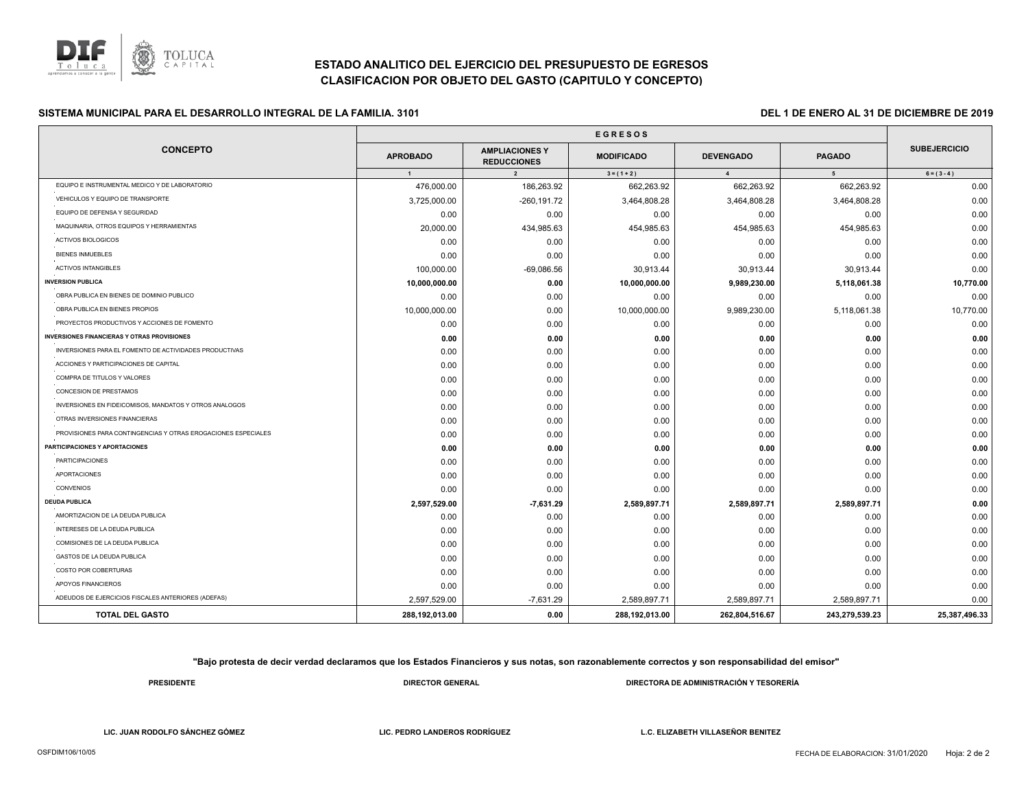# ESTADO ANALITICO DEL EJERCICIO DEL PRESUPUESTO DE EGRESOS
## CLASIFICACION POR OBJETO DEL GASTO (CAPITULO Y CONCEPTO)

**SISTEMA MUNICIPAL PARA EL DESARROLLO INTEGRAL DE LA FAMILIA. 3101**

**DEL 1 DE ENERO AL 31 DE DICIEMBRE DE 2019**

| CONCEPTO | EGRESOS | | | | | SUBEJERCICIO |
|---|---|---|---|---|---|---|
| | APROBADO | AMPLIACIONES Y REDUCCIONES | MODIFICADO | DEVENGADO | PAGADO | |
| | 1 | 2 | 3 = ( 1 + 2 ) | 4 | 5 | 6 = ( 3 - 4 ) |
| EQUIPO E INSTRUMENTAL MEDICO Y DE LABORATORIO | 476,000.00 | 186,263.92 | 662,263.92 | 662,263.92 | 662,263.92 | 0.00 |
| VEHICULOS Y EQUIPO DE TRANSPORTE | 3,725,000.00 | -260,191.72 | 3,464,808.28 | 3,464,808.28 | 3,464,808.28 | 0.00 |
| EQUIPO DE DEFENSA Y SEGURIDAD | 0.00 | 0.00 | 0.00 | 0.00 | 0.00 | 0.00 |
| MAQUINARIA, OTROS EQUIPOS Y HERRAMIENTAS | 20,000.00 | 434,985.63 | 454,985.63 | 454,985.63 | 454,985.63 | 0.00 |
| ACTIVOS BIOLOGICOS | 0.00 | 0.00 | 0.00 | 0.00 | 0.00 | 0.00 |
| BIENES INMUEBLES | 0.00 | 0.00 | 0.00 | 0.00 | 0.00 | 0.00 |
| ACTIVOS INTANGIBLES | 100,000.00 | -69,086.56 | 30,913.44 | 30,913.44 | 30,913.44 | 0.00 |
| **INVERSION PUBLICA** | **10,000,000.00** | **0.00** | **10,000,000.00** | **9,989,230.00** | **5,118,061.38** | **10,770.00** |
| OBRA PUBLICA EN BIENES DE DOMINIO PUBLICO | 0.00 | 0.00 | 0.00 | 0.00 | 0.00 | 0.00 |
| OBRA PUBLICA EN BIENES PROPIOS | 10,000,000.00 | 0.00 | 10,000,000.00 | 9,989,230.00 | 5,118,061.38 | 10,770.00 |
| PROYECTOS PRODUCTIVOS Y ACCIONES DE FOMENTO | 0.00 | 0.00 | 0.00 | 0.00 | 0.00 | 0.00 |
| **INVERSIONES FINANCIERAS Y OTRAS PROVISIONES** | **0.00** | **0.00** | **0.00** | **0.00** | **0.00** | **0.00** |
| INVERSIONES PARA EL FOMENTO DE ACTIVIDADES PRODUCTIVAS | 0.00 | 0.00 | 0.00 | 0.00 | 0.00 | 0.00 |
| ACCIONES Y PARTICIPACIONES DE CAPITAL | 0.00 | 0.00 | 0.00 | 0.00 | 0.00 | 0.00 |
| COMPRA DE TITULOS Y VALORES | 0.00 | 0.00 | 0.00 | 0.00 | 0.00 | 0.00 |
| CONCESION DE PRESTAMOS | 0.00 | 0.00 | 0.00 | 0.00 | 0.00 | 0.00 |
| INVERSIONES EN FIDEICOMISOS, MANDATOS Y OTROS ANALOGOS | 0.00 | 0.00 | 0.00 | 0.00 | 0.00 | 0.00 |
| OTRAS INVERSIONES FINANCIERAS | 0.00 | 0.00 | 0.00 | 0.00 | 0.00 | 0.00 |
| PROVISIONES PARA CONTINGENCIAS Y OTRAS EROGACIONES ESPECIALES | 0.00 | 0.00 | 0.00 | 0.00 | 0.00 | 0.00 |
| **PARTICIPACIONES Y APORTACIONES** | **0.00** | **0.00** | **0.00** | **0.00** | **0.00** | **0.00** |
| PARTICIPACIONES | 0.00 | 0.00 | 0.00 | 0.00 | 0.00 | 0.00 |
| APORTACIONES | 0.00 | 0.00 | 0.00 | 0.00 | 0.00 | 0.00 |
| CONVENIOS | 0.00 | 0.00 | 0.00 | 0.00 | 0.00 | 0.00 |
| **DEUDA PUBLICA** | **2,597,529.00** | **-7,631.29** | **2,589,897.71** | **2,589,897.71** | **2,589,897.71** | **0.00** |
| AMORTIZACION DE LA DEUDA PUBLICA | 0.00 | 0.00 | 0.00 | 0.00 | 0.00 | 0.00 |
| INTERESES DE LA DEUDA PUBLICA | 0.00 | 0.00 | 0.00 | 0.00 | 0.00 | 0.00 |
| COMISIONES DE LA DEUDA PUBLICA | 0.00 | 0.00 | 0.00 | 0.00 | 0.00 | 0.00 |
| GASTOS DE LA DEUDA PUBLICA | 0.00 | 0.00 | 0.00 | 0.00 | 0.00 | 0.00 |
| COSTO POR COBERTURAS | 0.00 | 0.00 | 0.00 | 0.00 | 0.00 | 0.00 |
| APOYOS FINANCIEROS | 0.00 | 0.00 | 0.00 | 0.00 | 0.00 | 0.00 |
| ADEUDOS DE EJERCICIOS FISCALES ANTERIORES (ADEFAS) | 2,597,529.00 | -7,631.29 | 2,589,897.71 | 2,589,897.71 | 2,589,897.71 | 0.00 |
| **TOTAL DEL GASTO** | **288,192,013.00** | **0.00** | **288,192,013.00** | **262,804,516.67** | **243,279,539.23** | **25,387,496.33** |

**"Bajo protesta de decir verdad declaramos que los Estados Financieros y sus notas, son razonablemente correctos y son responsabilidad del emisor"**

| PRESIDENTE | DIRECTOR GENERAL | DIRECTORA DE ADMINISTRACIÓN Y TESORERÍA |
|---|---|---|
| LIC. JUAN RODOLFO SÁNCHEZ GÓMEZ | LIC. PEDRO LANDEROS RODRÍGUEZ | L.C. ELIZABETH VILLASEÑOR BENITEZ |

OSFDIM106/10/05

FECHA DE ELABORACION: 31/01/2020